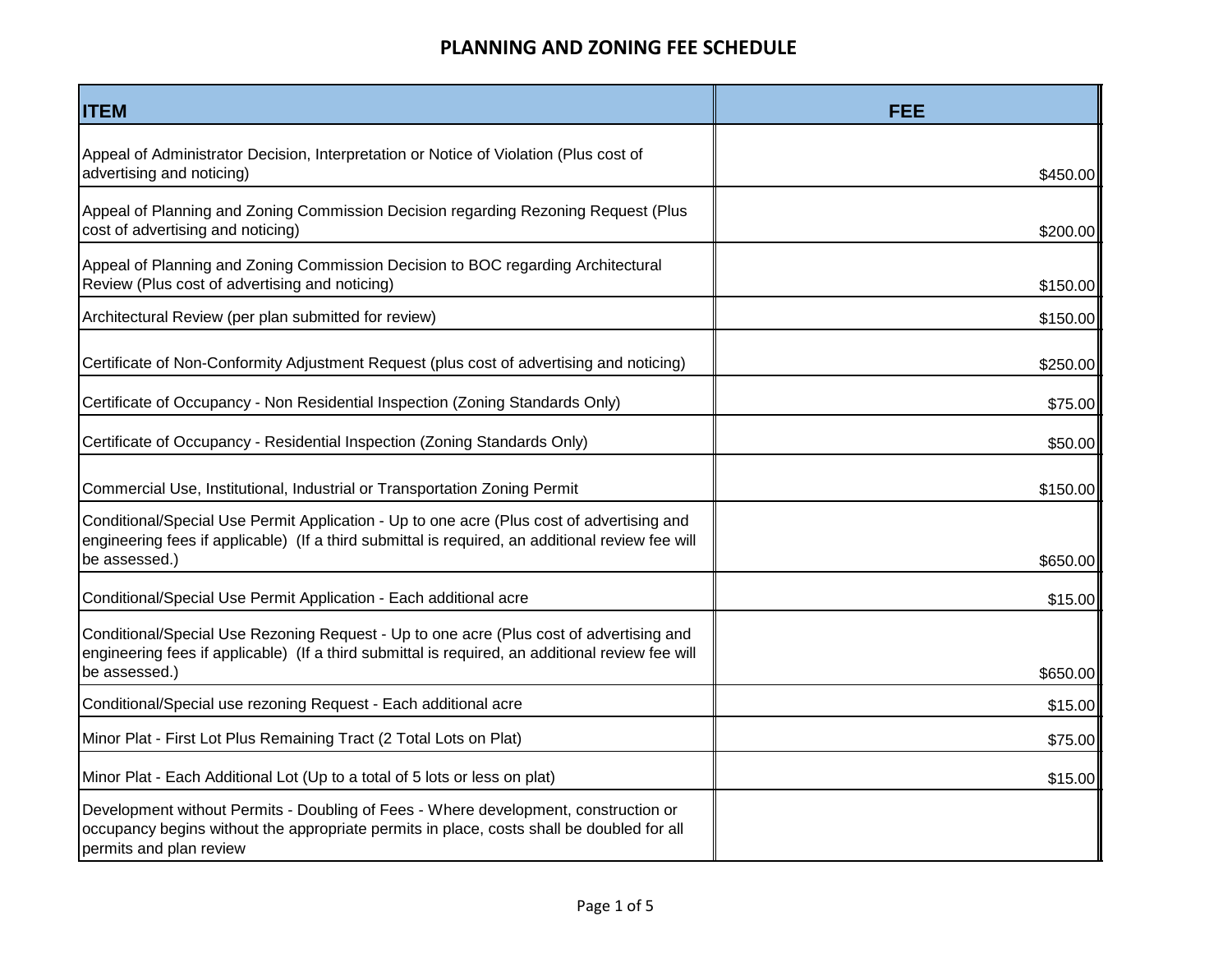# PLANNING AND ZONING FEE SCHEDULE

| ITEM | FEE |
|---|---|
| Appeal of Administrator Decision, Interpretation or Notice of Violation (Plus cost of advertising and noticing) | $450.00 |
| Appeal of Planning and Zoning Commission Decision regarding Rezoning Request (Plus cost of advertising and noticing) | $200.00 |
| Appeal of Planning and Zoning Commission Decision to BOC regarding Architectural Review (Plus cost of advertising and noticing) | $150.00 |
| Architectural Review (per plan submitted for review) | $150.00 |
| Certificate of Non-Conformity Adjustment Request (plus cost of advertising and noticing) | $250.00 |
| Certificate of Occupancy - Non Residential Inspection (Zoning Standards Only) | $75.00 |
| Certificate of Occupancy - Residential Inspection (Zoning Standards Only) | $50.00 |
| Commercial Use, Institutional, Industrial or Transportation Zoning Permit | $150.00 |
| Conditional/Special Use Permit Application - Up to one acre (Plus cost of advertising and engineering fees if applicable) (If a third submittal is required, an additional review fee will be assessed.) | $650.00 |
| Conditional/Special Use Permit Application - Each additional acre | $15.00 |
| Conditional/Special Use Rezoning Request - Up to one acre (Plus cost of advertising and engineering fees if applicable) (If a third submittal is required, an additional review fee will be assessed.) | $650.00 |
| Conditional/Special use rezoning Request - Each additional acre | $15.00 |
| Minor Plat - First Lot Plus Remaining Tract (2 Total Lots on Plat) | $75.00 |
| Minor Plat - Each Additional Lot (Up to a total of 5 lots or less on plat) | $15.00 |
| Development without Permits - Doubling of Fees - Where development, construction or occupancy begins without the appropriate permits in place, costs shall be doubled for all permits and plan review | |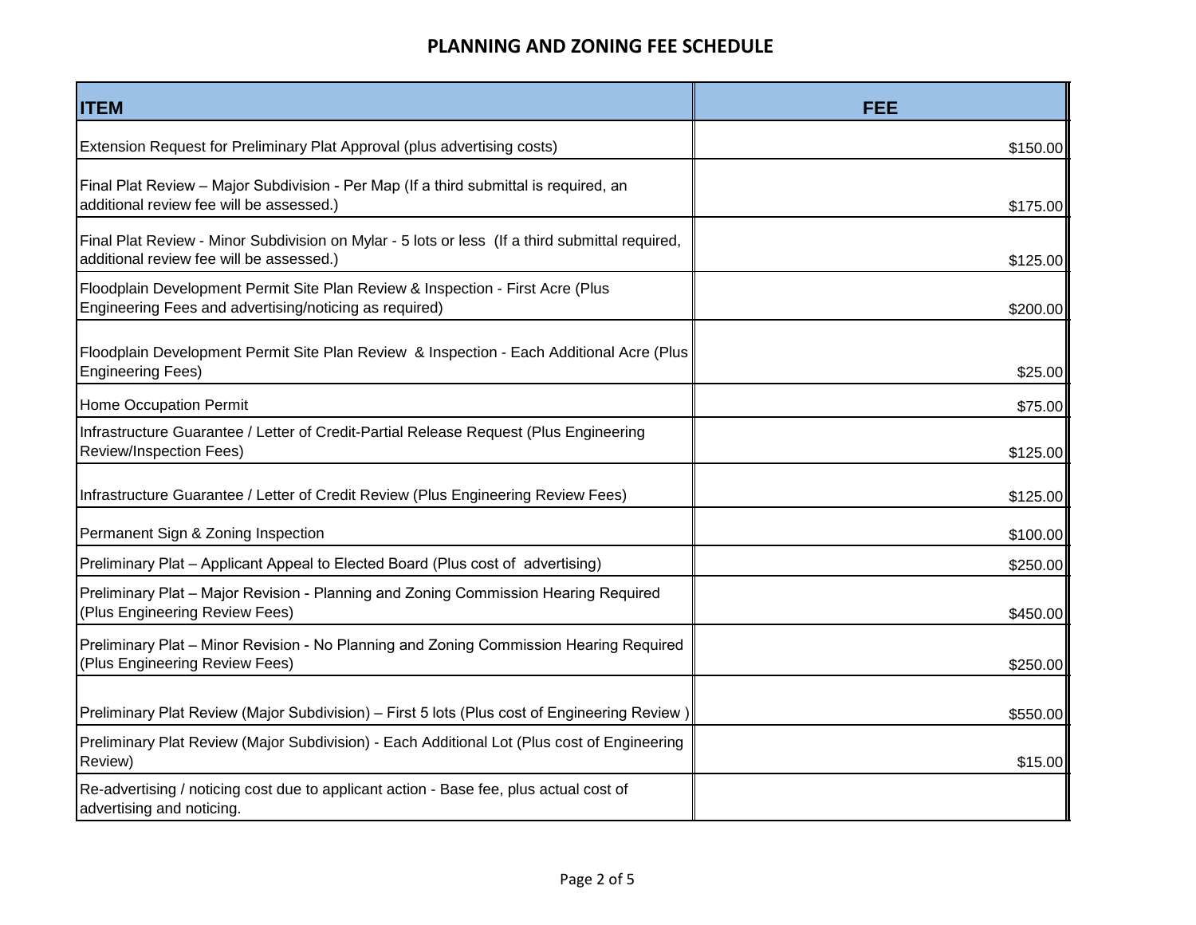# PLANNING AND ZONING FEE SCHEDULE

| ITEM | FEE |
| --- | --- |
| Extension Request for Preliminary Plat Approval (plus advertising costs) | $150.00 |
| Final Plat Review – Major Subdivision - Per Map (If a third submittal is required, an additional review fee will be assessed.) | $175.00 |
| Final Plat Review - Minor Subdivision on Mylar - 5 lots or less (If a third submittal required, additional review fee will be assessed.) | $125.00 |
| Floodplain Development Permit Site Plan Review & Inspection - First Acre (Plus Engineering Fees and advertising/noticing as required) | $200.00 |
| Floodplain Development Permit Site Plan Review & Inspection - Each Additional Acre (Plus Engineering Fees) | $25.00 |
| Home Occupation Permit | $75.00 |
| Infrastructure Guarantee / Letter of Credit-Partial Release Request (Plus Engineering Review/Inspection Fees) | $125.00 |
| Infrastructure Guarantee / Letter of Credit Review (Plus Engineering Review Fees) | $125.00 |
| Permanent Sign & Zoning Inspection | $100.00 |
| Preliminary Plat – Applicant Appeal to Elected Board (Plus cost of advertising) | $250.00 |
| Preliminary Plat – Major Revision - Planning and Zoning Commission Hearing Required (Plus Engineering Review Fees) | $450.00 |
| Preliminary Plat – Minor Revision - No Planning and Zoning Commission Hearing Required (Plus Engineering Review Fees) | $250.00 |
| Preliminary Plat Review (Major Subdivision) – First 5 lots (Plus cost of Engineering Review ) | $550.00 |
| Preliminary Plat Review (Major Subdivision) - Each Additional Lot (Plus cost of Engineering Review) | $15.00 |
| Re-advertising / noticing cost due to applicant action - Base fee, plus actual cost of advertising and noticing. | |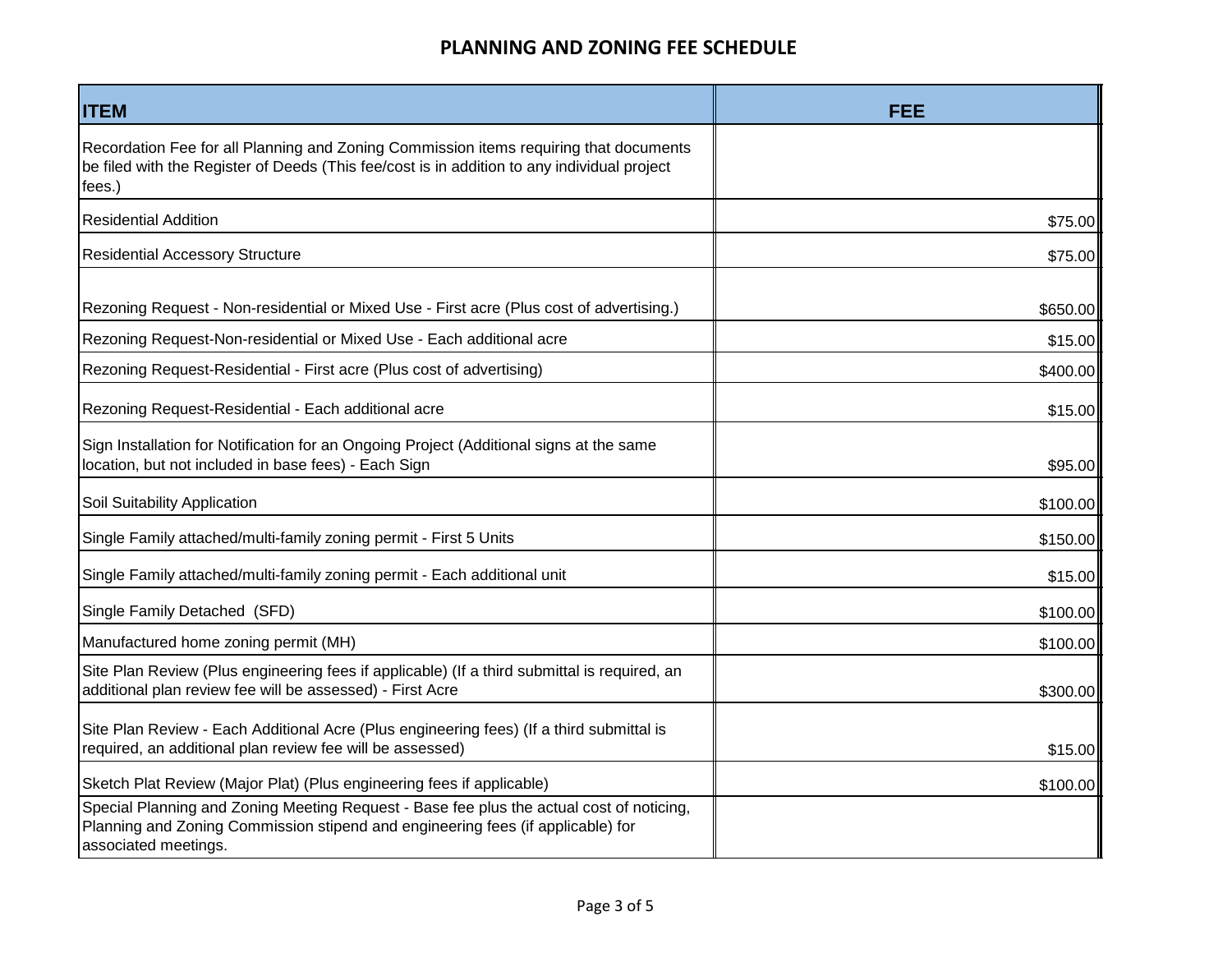# PLANNING AND ZONING FEE SCHEDULE

| ITEM | FEE |
|---|---|
| Recordation Fee for all Planning and Zoning Commission items requiring that documents be filed with the Register of Deeds (This fee/cost is in addition to any individual project fees.) | |
| Residential Addition | $75.00 |
| Residential Accessory Structure | $75.00 |
| Rezoning Request - Non-residential or Mixed Use - First acre (Plus cost of advertising.) | $650.00 |
| Rezoning Request-Non-residential or Mixed Use - Each additional acre | $15.00 |
| Rezoning Request-Residential - First acre (Plus cost of advertising) | $400.00 |
| Rezoning Request-Residential - Each additional acre | $15.00 |
| Sign Installation for Notification for an Ongoing Project (Additional signs at the same location, but not included in base fees) - Each Sign | $95.00 |
| Soil Suitability Application | $100.00 |
| Single Family attached/multi-family zoning permit - First 5 Units | $150.00 |
| Single Family attached/multi-family zoning permit - Each additional unit | $15.00 |
| Single Family Detached (SFD) | $100.00 |
| Manufactured home zoning permit (MH) | $100.00 |
| Site Plan Review (Plus engineering fees if applicable) (If a third submittal is required, an additional plan review fee will be assessed) - First Acre | $300.00 |
| Site Plan Review - Each Additional Acre (Plus engineering fees) (If a third submittal is required, an additional plan review fee will be assessed) | $15.00 |
| Sketch Plat Review (Major Plat) (Plus engineering fees if applicable) | $100.00 |
| Special Planning and Zoning Meeting Request - Base fee plus the actual cost of noticing, Planning and Zoning Commission stipend and engineering fees (if applicable) for associated meetings. | |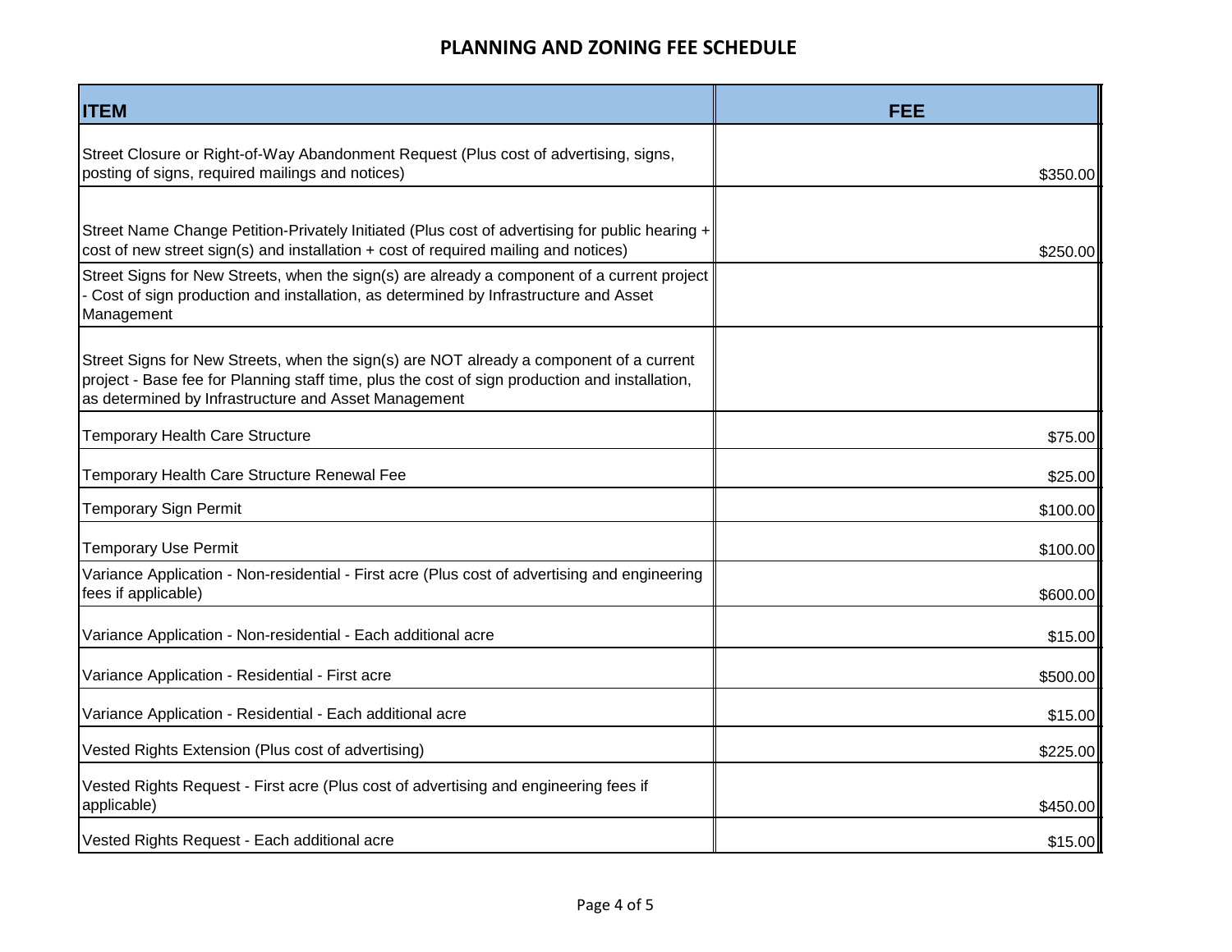## PLANNING AND ZONING FEE SCHEDULE

| ITEM | FEE |
|---|---|
| Street Closure or Right-of-Way Abandonment Request (Plus cost of advertising, signs, posting of signs, required mailings and notices) | $350.00 |
| Street Name Change Petition-Privately Initiated (Plus cost of advertising for public hearing + cost of new street sign(s) and installation + cost of required mailing and notices) | $250.00 |
| Street Signs for New Streets, when the sign(s) are already a component of a current project - Cost of sign production and installation, as determined by Infrastructure and Asset Management | |
| Street Signs for New Streets, when the sign(s) are NOT already a component of a current project - Base fee for Planning staff time, plus the cost of sign production and installation, as determined by Infrastructure and Asset Management | |
| Temporary Health Care Structure | $75.00 |
| Temporary Health Care Structure Renewal Fee | $25.00 |
| Temporary Sign Permit | $100.00 |
| Temporary Use Permit | $100.00 |
| Variance Application - Non-residential - First acre (Plus cost of advertising and engineering fees if applicable) | $600.00 |
| Variance Application - Non-residential - Each additional acre | $15.00 |
| Variance Application - Residential - First acre | $500.00 |
| Variance Application - Residential - Each additional acre | $15.00 |
| Vested Rights Extension (Plus cost of advertising) | $225.00 |
| Vested Rights Request - First acre (Plus cost of advertising and engineering fees if applicable) | $450.00 |
| Vested Rights Request - Each additional acre | $15.00 |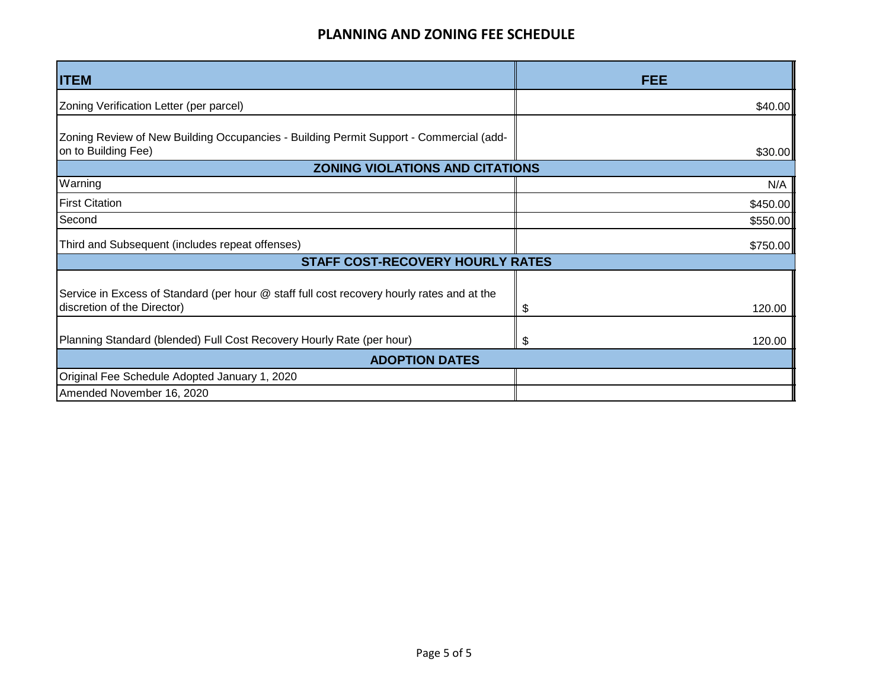## PLANNING AND ZONING FEE SCHEDULE

| ITEM | FEE |
| --- | --- |
| Zoning Verification Letter (per parcel) | $40.00 |
| Zoning Review of New Building Occupancies - Building Permit Support - Commercial (add-on to Building Fee) | $30.00 |
| **ZONING VIOLATIONS AND CITATIONS** | |
| Warning | N/A |
| First Citation | $450.00 |
| Second | $550.00 |
| Third and Subsequent (includes repeat offenses) | $750.00 |
| **STAFF COST-RECOVERY HOURLY RATES** | |
| Service in Excess of Standard (per hour @ staff full cost recovery hourly rates and at the discretion of the Director) | $ 120.00 |
| Planning Standard (blended) Full Cost Recovery Hourly Rate (per hour) | $ 120.00 |
| **ADOPTION DATES** | |
| Original Fee Schedule Adopted January 1, 2020 | |
| Amended November 16, 2020 | |